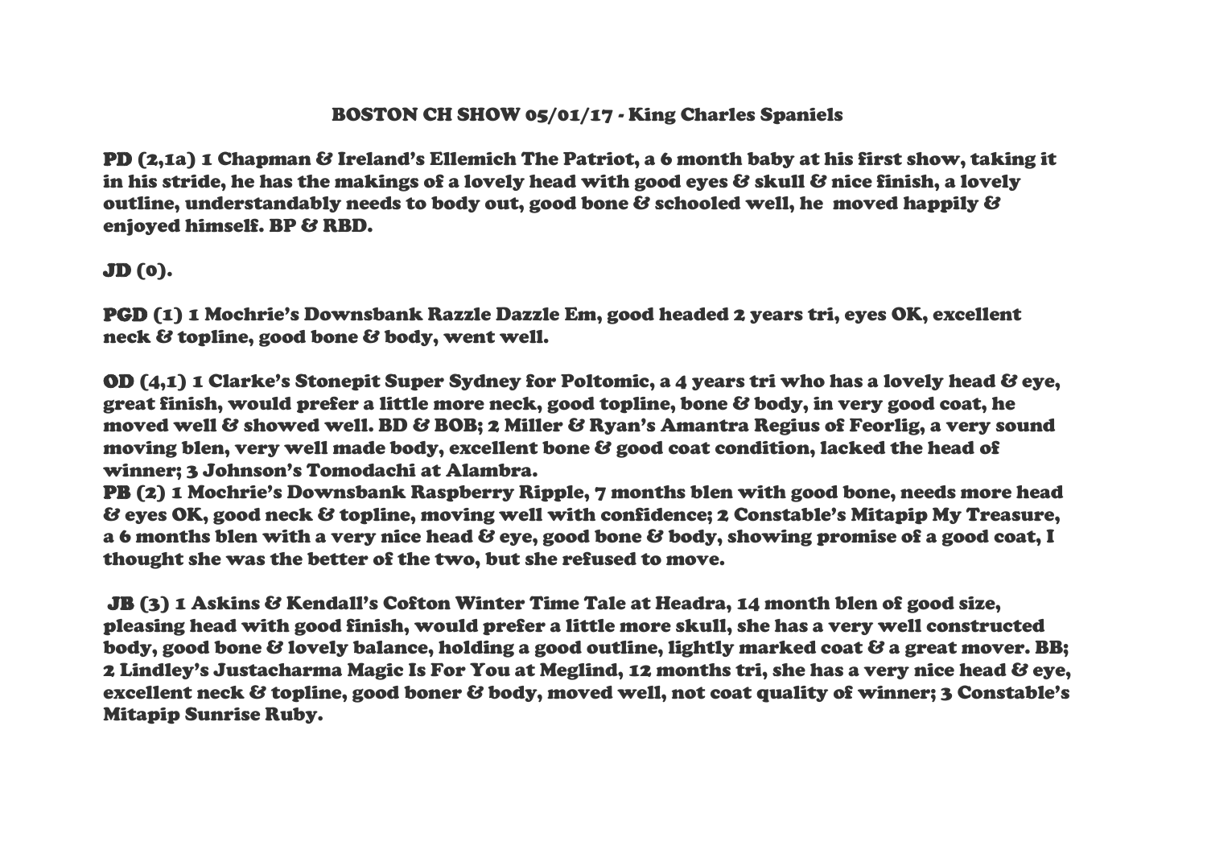# BOSTON CH SHOW 05/01/17 - King Charles Spaniels

**PD** (2,1a) 1 Chapman & Ireland's Ellemich The Patriot, a 6 month baby at his first show, taking it in his stride, he has the makings of a lovely head with good eyes & skull & nice finish, a lovely outline, understandably needs to body out, good bone & schooled well, he moved happily & enjoyed himself. BP & RBD.

**JD** (0).

**PGD** (1) 1 Mochrie's Downsbank Razzle Dazzle Em, good headed 2 years tri, eyes OK, excellent neck & topline, good bone & body, went well.

**OD** (4,1) 1 Clarke's Stonepit Super Sydney for Poltomic, a 4 years tri who has a lovely head & eye, great finish, would prefer a little more neck, good topline, bone & body, in very good coat, he moved well & showed well. BD & BOB; 2 Miller & Ryan's Amantra Regius of Feorlig, a very sound moving blen, very well made body, excellent bone & good coat condition, lacked the head of winner; 3 Johnson's Tomodachi at Alambra.

**PB** (2) 1 Mochrie's Downsbank Raspberry Ripple, 7 months blen with good bone, needs more head & eyes OK, good neck & topline, moving well with confidence; 2 Constable's Mitapip My Treasure, a 6 months blen with a very nice head & eye, good bone & body, showing promise of a good coat, I thought she was the better of the two, but she refused to move.

**JB** (3) 1 Askins & Kendall's Cofton Winter Time Tale at Headra, 14 month blen of good size, pleasing head with good finish, would prefer a little more skull, she has a very well constructed body, good bone & lovely balance, holding a good outline, lightly marked coat & a great mover. BB; 2 Lindley's Justacharma Magic Is For You at Meglind, 12 months tri, she has a very nice head & eye, excellent neck & topline, good boner & body, moved well, not coat quality of winner; 3 Constable's Mitapip Sunrise Ruby.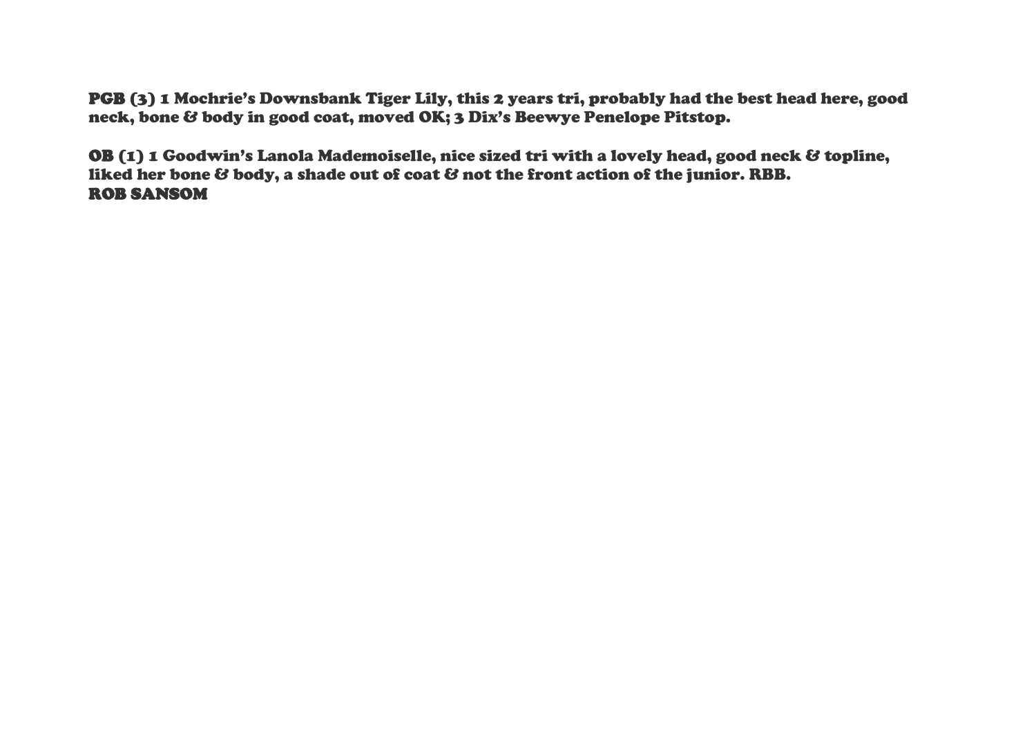**PGB (3) 1 Mochrie's Downsbank Tiger Lily, this 2 years tri, probably had the best head here, good neck, bone & body in good coat, moved OK; 3 Dix's Beewye Penelope Pitstop.**

**OB (1) 1 Goodwin's Lanola Mademoiselle, nice sized tri with a lovely head, good neck & topline, liked her bone & body, a shade out of coat & not the front action of the junior. RBB.**
**ROB SANSOM**